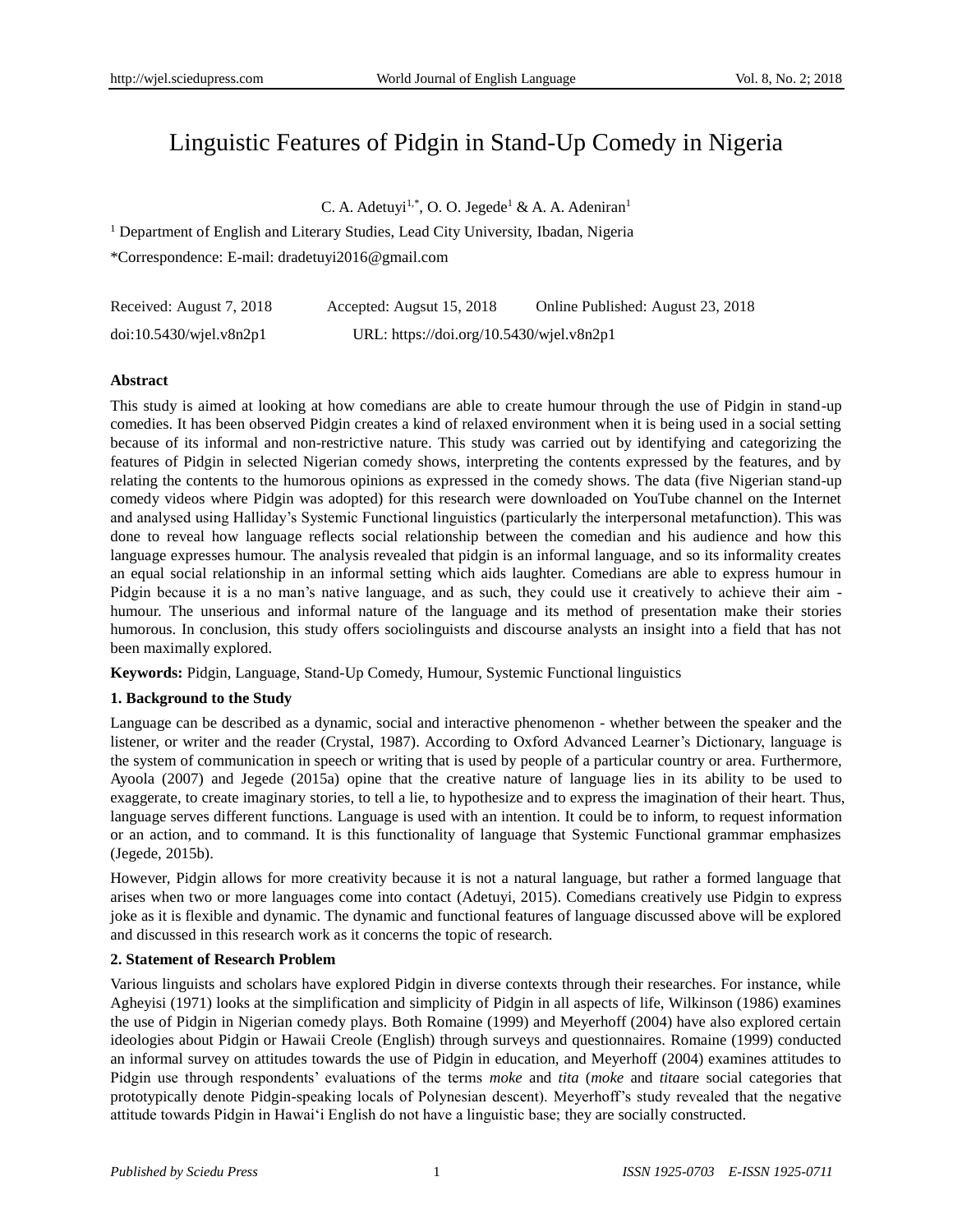# Linguistic Features of Pidgin in Stand-Up Comedy in Nigeria

C. A. Adetuyi[1,*], O. O. Jegede[1] & A. A. Adeniran[1]

[1] Department of English and Literary Studies, Lead City University, Ibadan, Nigeria

*Correspondence: E-mail: dradetuyi2016@gmail.com

Received: August 7, 2018 Accepted: Augsut 15, 2018 Online Published: August 23, 2018

doi:10.5430/wjel.v8n2p1 URL: https://doi.org/10.5430/wjel.v8n2p1

## Abstract

This study is aimed at looking at how comedians are able to create humour through the use of Pidgin in stand-up comedies. It has been observed Pidgin creates a kind of relaxed environment when it is being used in a social setting because of its informal and non-restrictive nature. This study was carried out by identifying and categorizing the features of Pidgin in selected Nigerian comedy shows, interpreting the contents expressed by the features, and by relating the contents to the humorous opinions as expressed in the comedy shows. The data (five Nigerian stand-up comedy videos where Pidgin was adopted) for this research were downloaded on YouTube channel on the Internet and analysed using Halliday's Systemic Functional linguistics (particularly the interpersonal metafunction). This was done to reveal how language reflects social relationship between the comedian and his audience and how this language expresses humour. The analysis revealed that pidgin is an informal language, and so its informality creates an equal social relationship in an informal setting which aids laughter. Comedians are able to express humour in Pidgin because it is a no man's native language, and as such, they could use it creatively to achieve their aim - humour. The unserious and informal nature of the language and its method of presentation make their stories humorous. In conclusion, this study offers sociolinguists and discourse analysts an insight into a field that has not been maximally explored.

**Keywords:** Pidgin, Language, Stand-Up Comedy, Humour, Systemic Functional linguistics

## 1. Background to the Study

Language can be described as a dynamic, social and interactive phenomenon - whether between the speaker and the listener, or writer and the reader (Crystal, 1987). According to Oxford Advanced Learner's Dictionary, language is the system of communication in speech or writing that is used by people of a particular country or area. Furthermore, Ayoola (2007) and Jegede (2015a) opine that the creative nature of language lies in its ability to be used to exaggerate, to create imaginary stories, to tell a lie, to hypothesize and to express the imagination of their heart. Thus, language serves different functions. Language is used with an intention. It could be to inform, to request information or an action, and to command. It is this functionality of language that Systemic Functional grammar emphasizes (Jegede, 2015b).

However, Pidgin allows for more creativity because it is not a natural language, but rather a formed language that arises when two or more languages come into contact (Adetuyi, 2015). Comedians creatively use Pidgin to express joke as it is flexible and dynamic. The dynamic and functional features of language discussed above will be explored and discussed in this research work as it concerns the topic of research.

## 2. Statement of Research Problem

Various linguists and scholars have explored Pidgin in diverse contexts through their researches. For instance, while Agheyisi (1971) looks at the simplification and simplicity of Pidgin in all aspects of life, Wilkinson (1986) examines the use of Pidgin in Nigerian comedy plays. Both Romaine (1999) and Meyerhoff (2004) have also explored certain ideologies about Pidgin or Hawaii Creole (English) through surveys and questionnaires. Romaine (1999) conducted an informal survey on attitudes towards the use of Pidgin in education, and Meyerhoff (2004) examines attitudes to Pidgin use through respondents' evaluations of the terms *moke* and *tita* (*moke* and *tita*are social categories that prototypically denote Pidgin-speaking locals of Polynesian descent). Meyerhoff's study revealed that the negative attitude towards Pidgin in Hawai'i English do not have a linguistic base; they are socially constructed.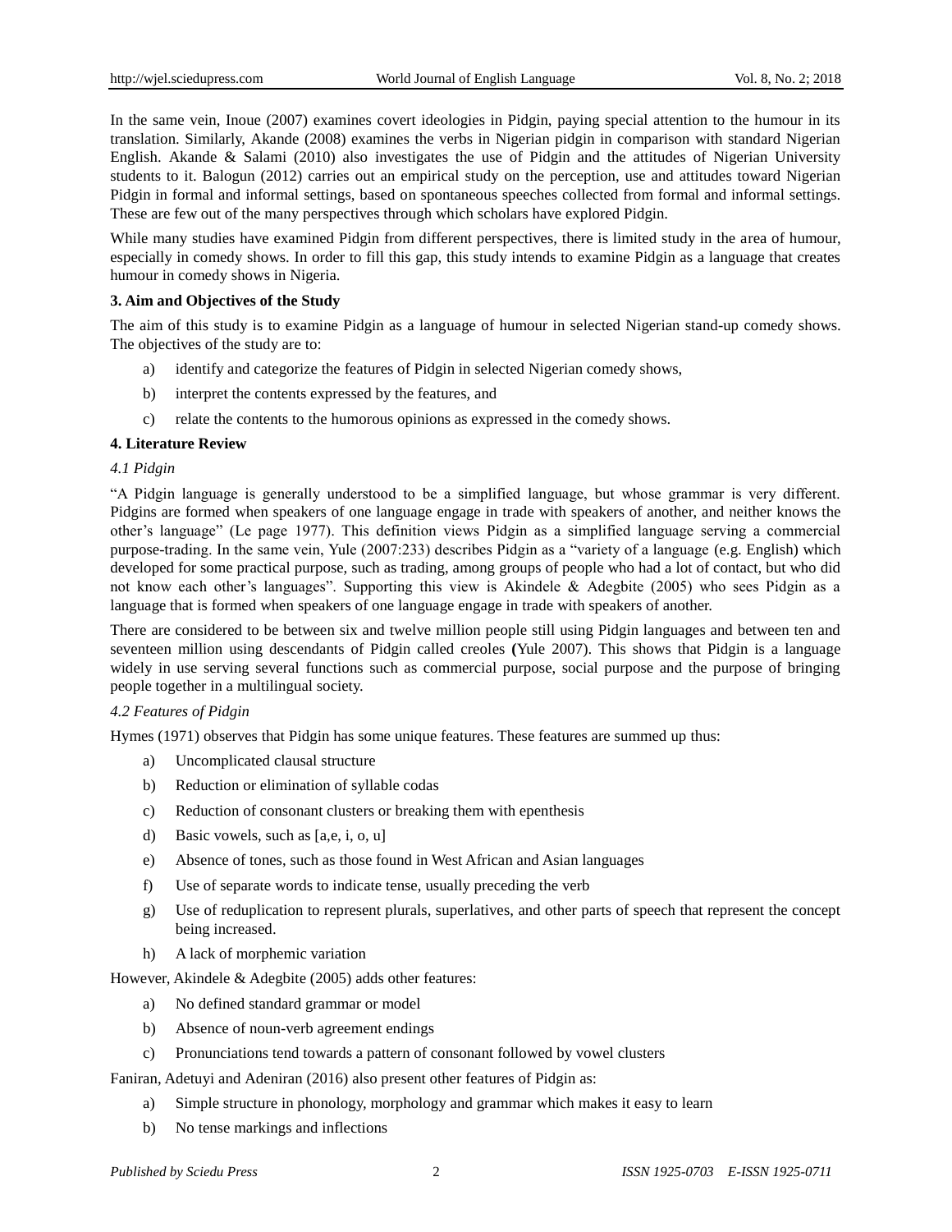In the same vein, Inoue (2007) examines covert ideologies in Pidgin, paying special attention to the humour in its translation. Similarly, Akande (2008) examines the verbs in Nigerian pidgin in comparison with standard Nigerian English. Akande & Salami (2010) also investigates the use of Pidgin and the attitudes of Nigerian University students to it. Balogun (2012) carries out an empirical study on the perception, use and attitudes toward Nigerian Pidgin in formal and informal settings, based on spontaneous speeches collected from formal and informal settings. These are few out of the many perspectives through which scholars have explored Pidgin.

While many studies have examined Pidgin from different perspectives, there is limited study in the area of humour, especially in comedy shows. In order to fill this gap, this study intends to examine Pidgin as a language that creates humour in comedy shows in Nigeria.

## 3. Aim and Objectives of the Study

The aim of this study is to examine Pidgin as a language of humour in selected Nigerian stand-up comedy shows. The objectives of the study are to:

a) identify and categorize the features of Pidgin in selected Nigerian comedy shows,

b) interpret the contents expressed by the features, and

c) relate the contents to the humorous opinions as expressed in the comedy shows.

## 4. Literature Review

### *4.1 Pidgin*

"A Pidgin language is generally understood to be a simplified language, but whose grammar is very different. Pidgins are formed when speakers of one language engage in trade with speakers of another, and neither knows the other's language" (Le page 1977). This definition views Pidgin as a simplified language serving a commercial purpose-trading. In the same vein, Yule (2007:233) describes Pidgin as a "variety of a language (e.g. English) which developed for some practical purpose, such as trading, among groups of people who had a lot of contact, but who did not know each other's languages". Supporting this view is Akindele & Adegbite (2005) who sees Pidgin as a language that is formed when speakers of one language engage in trade with speakers of another.

There are considered to be between six and twelve million people still using Pidgin languages and between ten and seventeen million using descendants of Pidgin called creoles **(**Yule 2007). This shows that Pidgin is a language widely in use serving several functions such as commercial purpose, social purpose and the purpose of bringing people together in a multilingual society.

### *4.2 Features of Pidgin*

Hymes (1971) observes that Pidgin has some unique features. These features are summed up thus:

a) Uncomplicated clausal structure

b) Reduction or elimination of syllable codas

c) Reduction of consonant clusters or breaking them with epenthesis

d) Basic vowels, such as [a,e, i, o, u]

e) Absence of tones, such as those found in West African and Asian languages

f) Use of separate words to indicate tense, usually preceding the verb

g) Use of reduplication to represent plurals, superlatives, and other parts of speech that represent the concept being increased.

h) A lack of morphemic variation

However, Akindele & Adegbite (2005) adds other features:

a) No defined standard grammar or model

b) Absence of noun-verb agreement endings

c) Pronunciations tend towards a pattern of consonant followed by vowel clusters

Faniran, Adetuyi and Adeniran (2016) also present other features of Pidgin as:

a) Simple structure in phonology, morphology and grammar which makes it easy to learn

b) No tense markings and inflections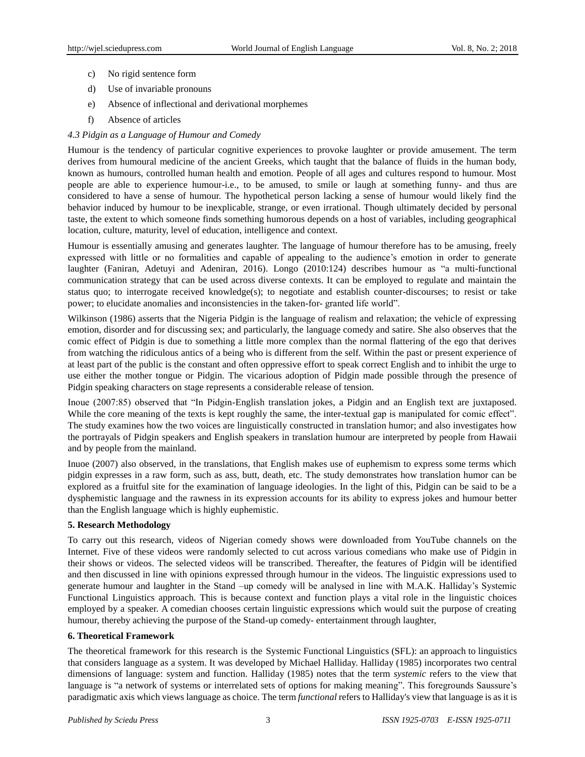c) No rigid sentence form

d) Use of invariable pronouns

e) Absence of inflectional and derivational morphemes

f) Absence of articles

*4.3 Pidgin as a Language of Humour and Comedy*

Humour is the tendency of particular cognitive experiences to provoke laughter or provide amusement. The term derives from humoural medicine of the ancient Greeks, which taught that the balance of fluids in the human body, known as humours, controlled human health and emotion. People of all ages and cultures respond to humour. Most people are able to experience humour-i.e., to be amused, to smile or laugh at something funny- and thus are considered to have a sense of humour. The hypothetical person lacking a sense of humour would likely find the behavior induced by humour to be inexplicable, strange, or even irrational. Though ultimately decided by personal taste, the extent to which someone finds something humorous depends on a host of variables, including geographical location, culture, maturity, level of education, intelligence and context.

Humour is essentially amusing and generates laughter. The language of humour therefore has to be amusing, freely expressed with little or no formalities and capable of appealing to the audience's emotion in order to generate laughter (Faniran, Adetuyi and Adeniran, 2016). Longo (2010:124) describes humour as "a multi-functional communication strategy that can be used across diverse contexts. It can be employed to regulate and maintain the status quo; to interrogate received knowledge(s); to negotiate and establish counter-discourses; to resist or take power; to elucidate anomalies and inconsistencies in the taken-for- granted life world".

Wilkinson (1986) asserts that the Nigeria Pidgin is the language of realism and relaxation; the vehicle of expressing emotion, disorder and for discussing sex; and particularly, the language comedy and satire. She also observes that the comic effect of Pidgin is due to something a little more complex than the normal flattering of the ego that derives from watching the ridiculous antics of a being who is different from the self. Within the past or present experience of at least part of the public is the constant and often oppressive effort to speak correct English and to inhibit the urge to use either the mother tongue or Pidgin. The vicarious adoption of Pidgin made possible through the presence of Pidgin speaking characters on stage represents a considerable release of tension.

Inoue (2007:85) observed that "In Pidgin-English translation jokes, a Pidgin and an English text are juxtaposed. While the core meaning of the texts is kept roughly the same, the inter-textual gap is manipulated for comic effect". The study examines how the two voices are linguistically constructed in translation humor; and also investigates how the portrayals of Pidgin speakers and English speakers in translation humour are interpreted by people from Hawaii and by people from the mainland.

Inuoe (2007) also observed, in the translations, that English makes use of euphemism to express some terms which pidgin expresses in a raw form, such as ass, butt, death, etc. The study demonstrates how translation humor can be explored as a fruitful site for the examination of language ideologies. In the light of this, Pidgin can be said to be a dysphemistic language and the rawness in its expression accounts for its ability to express jokes and humour better than the English language which is highly euphemistic.

**5. Research Methodology**

To carry out this research, videos of Nigerian comedy shows were downloaded from YouTube channels on the Internet. Five of these videos were randomly selected to cut across various comedians who make use of Pidgin in their shows or videos. The selected videos will be transcribed. Thereafter, the features of Pidgin will be identified and then discussed in line with opinions expressed through humour in the videos. The linguistic expressions used to generate humour and laughter in the Stand –up comedy will be analysed in line with M.A.K. Halliday's Systemic Functional Linguistics approach. This is because context and function plays a vital role in the linguistic choices employed by a speaker. A comedian chooses certain linguistic expressions which would suit the purpose of creating humour, thereby achieving the purpose of the Stand-up comedy- entertainment through laughter,

**6. Theoretical Framework**

The theoretical framework for this research is the Systemic Functional Linguistics (SFL): an approach to linguistics that considers language as a system. It was developed by Michael Halliday. Halliday (1985) incorporates two central dimensions of language: system and function. Halliday (1985) notes that the term *systemic* refers to the view that language is "a network of systems or interrelated sets of options for making meaning". This foregrounds Saussure's paradigmatic axis which views language as choice. The term *functional* refers to Halliday's view that language is as it is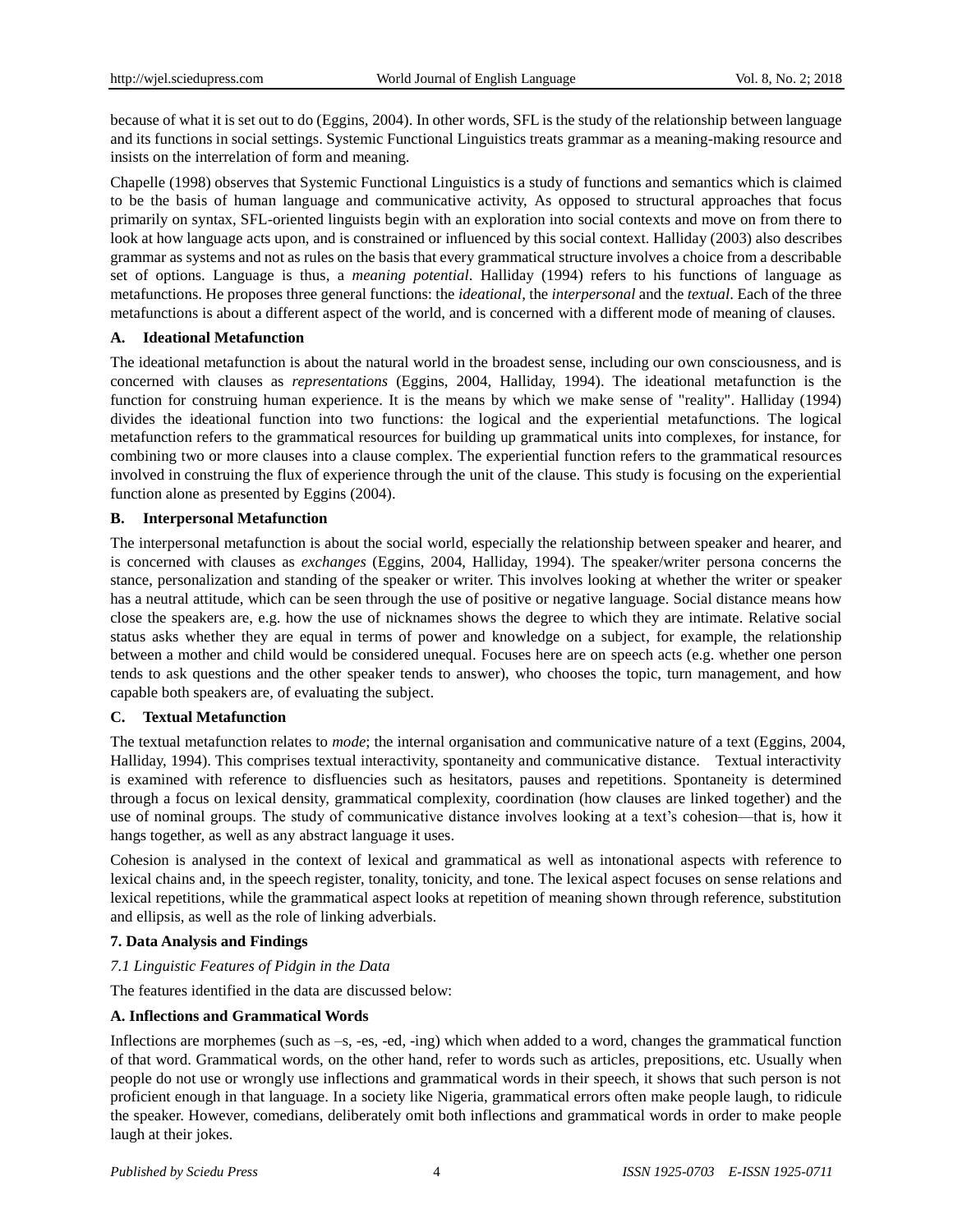because of what it is set out to do (Eggins, 2004). In other words, SFL is the study of the relationship between language and its functions in social settings. Systemic Functional Linguistics treats grammar as a meaning-making resource and insists on the interrelation of form and meaning.

Chapelle (1998) observes that Systemic Functional Linguistics is a study of functions and semantics which is claimed to be the basis of human language and communicative activity, As opposed to structural approaches that focus primarily on syntax, SFL-oriented linguists begin with an exploration into social contexts and move on from there to look at how language acts upon, and is constrained or influenced by this social context. Halliday (2003) also describes grammar as systems and not as rules on the basis that every grammatical structure involves a choice from a describable set of options. Language is thus, a *meaning potential*. Halliday (1994) refers to his functions of language as metafunctions. He proposes three general functions: the *ideational*, the *interpersonal* and the *textual*. Each of the three metafunctions is about a different aspect of the world, and is concerned with a different mode of meaning of clauses.

### A. Ideational Metafunction

The ideational metafunction is about the natural world in the broadest sense, including our own consciousness, and is concerned with clauses as *representations* (Eggins, 2004, Halliday, 1994). The ideational metafunction is the function for construing human experience. It is the means by which we make sense of "reality". Halliday (1994) divides the ideational function into two functions: the logical and the experiential metafunctions. The logical metafunction refers to the grammatical resources for building up grammatical units into complexes, for instance, for combining two or more clauses into a clause complex. The experiential function refers to the grammatical resources involved in construing the flux of experience through the unit of the clause. This study is focusing on the experiential function alone as presented by Eggins (2004).

### B. Interpersonal Metafunction

The interpersonal metafunction is about the social world, especially the relationship between speaker and hearer, and is concerned with clauses as *exchanges* (Eggins, 2004, Halliday, 1994). The speaker/writer persona concerns the stance, personalization and standing of the speaker or writer. This involves looking at whether the writer or speaker has a neutral attitude, which can be seen through the use of positive or negative language. Social distance means how close the speakers are, e.g. how the use of nicknames shows the degree to which they are intimate. Relative social status asks whether they are equal in terms of power and knowledge on a subject, for example, the relationship between a mother and child would be considered unequal. Focuses here are on speech acts (e.g. whether one person tends to ask questions and the other speaker tends to answer), who chooses the topic, turn management, and how capable both speakers are, of evaluating the subject.

### C. Textual Metafunction

The textual metafunction relates to *mode*; the internal organisation and communicative nature of a text (Eggins, 2004, Halliday, 1994). This comprises textual interactivity, spontaneity and communicative distance. Textual interactivity is examined with reference to disfluencies such as hesitators, pauses and repetitions. Spontaneity is determined through a focus on lexical density, grammatical complexity, coordination (how clauses are linked together) and the use of nominal groups. The study of communicative distance involves looking at a text's cohesion—that is, how it hangs together, as well as any abstract language it uses.

Cohesion is analysed in the context of lexical and grammatical as well as intonational aspects with reference to lexical chains and, in the speech register, tonality, tonicity, and tone. The lexical aspect focuses on sense relations and lexical repetitions, while the grammatical aspect looks at repetition of meaning shown through reference, substitution and ellipsis, as well as the role of linking adverbials.

## 7. Data Analysis and Findings

### *7.1 Linguistic Features of Pidgin in the Data*

The features identified in the data are discussed below:

### A. Inflections and Grammatical Words

Inflections are morphemes (such as –s, -es, -ed, -ing) which when added to a word, changes the grammatical function of that word. Grammatical words, on the other hand, refer to words such as articles, prepositions, etc. Usually when people do not use or wrongly use inflections and grammatical words in their speech, it shows that such person is not proficient enough in that language. In a society like Nigeria, grammatical errors often make people laugh, to ridicule the speaker. However, comedians, deliberately omit both inflections and grammatical words in order to make people laugh at their jokes.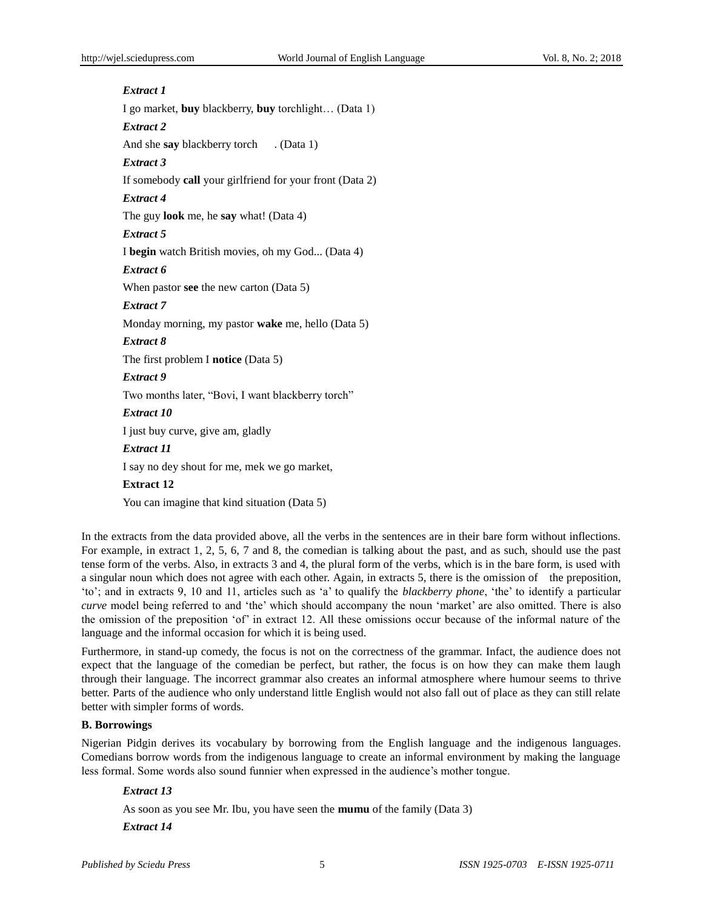***Extract 1***

I go market, **buy** blackberry, **buy** torchlight… (Data 1)

***Extract 2***

And she **say** blackberry torch . (Data 1)

***Extract 3***

If somebody **call** your girlfriend for your front (Data 2)

***Extract 4***

The guy **look** me, he **say** what! (Data 4)

***Extract 5***

I **begin** watch British movies, oh my God... (Data 4)

***Extract 6***

When pastor **see** the new carton (Data 5)

***Extract 7***

Monday morning, my pastor **wake** me, hello (Data 5)

***Extract 8***

The first problem I **notice** (Data 5)

***Extract 9***

Two months later, "Bovi, I want blackberry torch"

***Extract 10***

I just buy curve, give am, gladly

***Extract 11***

I say no dey shout for me, mek we go market,

**Extract 12**

You can imagine that kind situation (Data 5)

In the extracts from the data provided above, all the verbs in the sentences are in their bare form without inflections. For example, in extract 1, 2, 5, 6, 7 and 8, the comedian is talking about the past, and as such, should use the past tense form of the verbs. Also, in extracts 3 and 4, the plural form of the verbs, which is in the bare form, is used with a singular noun which does not agree with each other. Again, in extracts 5, there is the omission of the preposition, 'to'; and in extracts 9, 10 and 11, articles such as 'a' to qualify the *blackberry phone*, 'the' to identify a particular *curve* model being referred to and 'the' which should accompany the noun 'market' are also omitted. There is also the omission of the preposition 'of' in extract 12. All these omissions occur because of the informal nature of the language and the informal occasion for which it is being used.

Furthermore, in stand-up comedy, the focus is not on the correctness of the grammar. Infact, the audience does not expect that the language of the comedian be perfect, but rather, the focus is on how they can make them laugh through their language. The incorrect grammar also creates an informal atmosphere where humour seems to thrive better. Parts of the audience who only understand little English would not also fall out of place as they can still relate better with simpler forms of words.

### B. Borrowings

Nigerian Pidgin derives its vocabulary by borrowing from the English language and the indigenous languages. Comedians borrow words from the indigenous language to create an informal environment by making the language less formal. Some words also sound funnier when expressed in the audience's mother tongue.

***Extract 13***

As soon as you see Mr. Ibu, you have seen the **mumu** of the family (Data 3)

***Extract 14***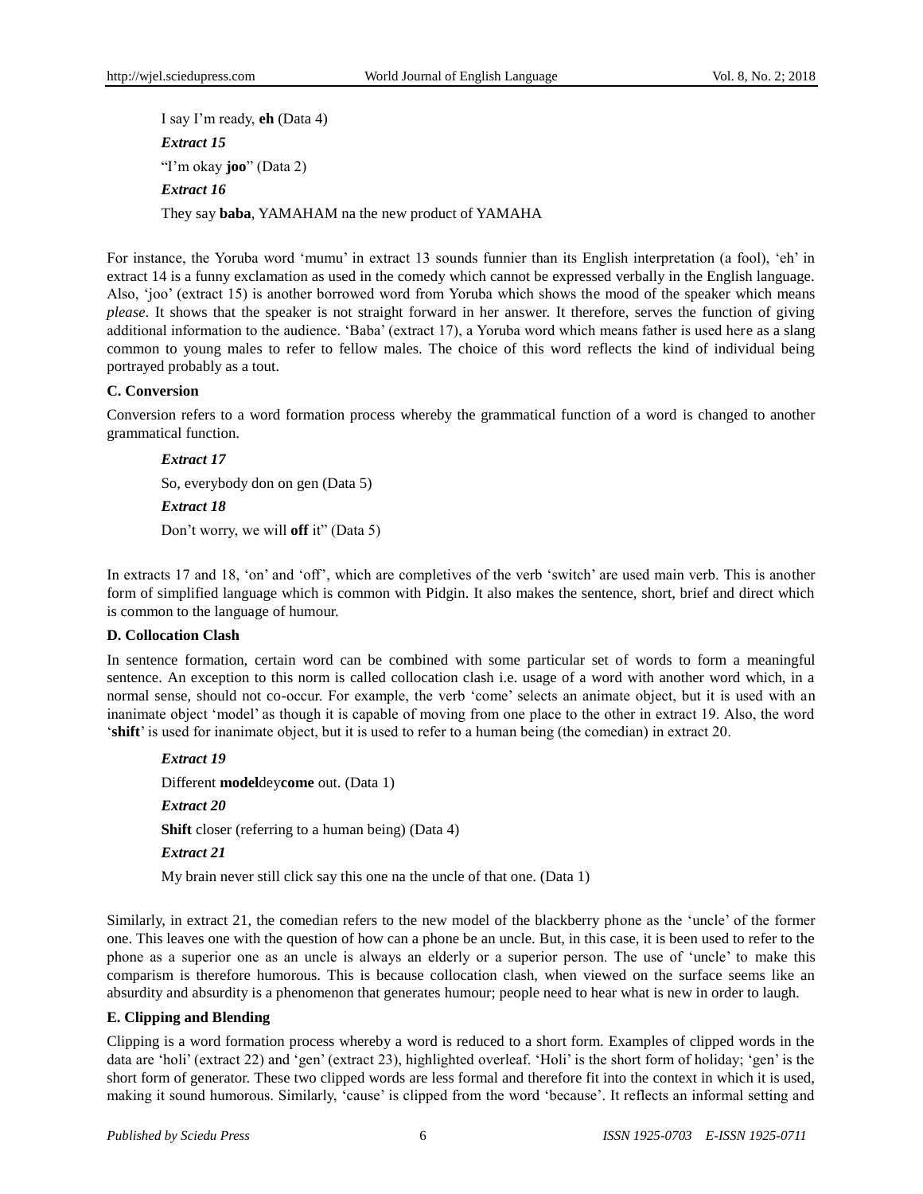I say I'm ready, **eh** (Data 4)

***Extract 15***

"I'm okay **joo**" (Data 2)

***Extract 16***

They say **baba**, YAMAHAM na the new product of YAMAHA

For instance, the Yoruba word 'mumu' in extract 13 sounds funnier than its English interpretation (a fool), 'eh' in extract 14 is a funny exclamation as used in the comedy which cannot be expressed verbally in the English language. Also, 'joo' (extract 15) is another borrowed word from Yoruba which shows the mood of the speaker which means *please*. It shows that the speaker is not straight forward in her answer. It therefore, serves the function of giving additional information to the audience. 'Baba' (extract 17), a Yoruba word which means father is used here as a slang common to young males to refer to fellow males. The choice of this word reflects the kind of individual being portrayed probably as a tout.

**C. Conversion**

Conversion refers to a word formation process whereby the grammatical function of a word is changed to another grammatical function.

***Extract 17***

So, everybody don on gen (Data 5)

***Extract 18***

Don't worry, we will **off** it" (Data 5)

In extracts 17 and 18, 'on' and 'off', which are completives of the verb 'switch' are used main verb. This is another form of simplified language which is common with Pidgin. It also makes the sentence, short, brief and direct which is common to the language of humour.

**D. Collocation Clash**

In sentence formation, certain word can be combined with some particular set of words to form a meaningful sentence. An exception to this norm is called collocation clash i.e. usage of a word with another word which, in a normal sense, should not co-occur. For example, the verb 'come' selects an animate object, but it is used with an inanimate object 'model' as though it is capable of moving from one place to the other in extract 19. Also, the word '**shift**' is used for inanimate object, but it is used to refer to a human being (the comedian) in extract 20.

***Extract 19***

Different **model**dey**come** out. (Data 1)

***Extract 20***

**Shift** closer (referring to a human being) (Data 4)

***Extract 21***

My brain never still click say this one na the uncle of that one. (Data 1)

Similarly, in extract 21, the comedian refers to the new model of the blackberry phone as the 'uncle' of the former one. This leaves one with the question of how can a phone be an uncle. But, in this case, it is been used to refer to the phone as a superior one as an uncle is always an elderly or a superior person. The use of 'uncle' to make this comparism is therefore humorous. This is because collocation clash, when viewed on the surface seems like an absurdity and absurdity is a phenomenon that generates humour; people need to hear what is new in order to laugh.

**E. Clipping and Blending**

Clipping is a word formation process whereby a word is reduced to a short form. Examples of clipped words in the data are 'holi' (extract 22) and 'gen' (extract 23), highlighted overleaf. 'Holi' is the short form of holiday; 'gen' is the short form of generator. These two clipped words are less formal and therefore fit into the context in which it is used, making it sound humorous. Similarly, 'cause' is clipped from the word 'because'. It reflects an informal setting and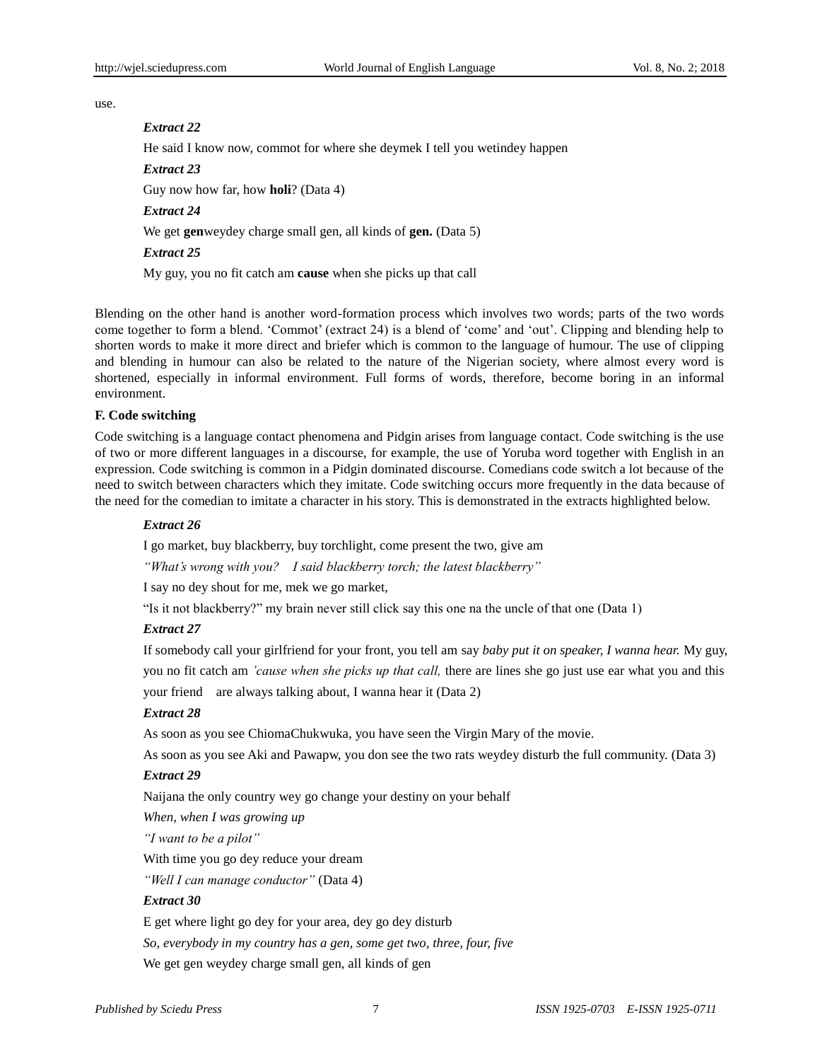use.

*Extract 22*

He said I know now, commot for where she deymek I tell you wetindey happen

*Extract 23*

Guy now how far, how **holi**? (Data 4)

*Extract 24*

We get **gen**weydey charge small gen, all kinds of **gen.** (Data 5)

*Extract 25*

My guy, you no fit catch am **cause** when she picks up that call

Blending on the other hand is another word-formation process which involves two words; parts of the two words come together to form a blend. 'Commot' (extract 24) is a blend of 'come' and 'out'. Clipping and blending help to shorten words to make it more direct and briefer which is common to the language of humour. The use of clipping and blending in humour can also be related to the nature of the Nigerian society, where almost every word is shortened, especially in informal environment. Full forms of words, therefore, become boring in an informal environment.

**F. Code switching**

Code switching is a language contact phenomena and Pidgin arises from language contact. Code switching is the use of two or more different languages in a discourse, for example, the use of Yoruba word together with English in an expression. Code switching is common in a Pidgin dominated discourse. Comedians code switch a lot because of the need to switch between characters which they imitate. Code switching occurs more frequently in the data because of the need for the comedian to imitate a character in his story. This is demonstrated in the extracts highlighted below.

*Extract 26*

I go market, buy blackberry, buy torchlight, come present the two, give am

*"What's wrong with you? I said blackberry torch; the latest blackberry"*

I say no dey shout for me, mek we go market,

"Is it not blackberry?" my brain never still click say this one na the uncle of that one (Data 1)

*Extract 27*

If somebody call your girlfriend for your front, you tell am say *baby put it on speaker, I wanna hear.* My guy, you no fit catch am *'cause when she picks up that call,* there are lines she go just use ear what you and this your friend are always talking about, I wanna hear it (Data 2)

*Extract 28*

As soon as you see ChiomaChukwuka, you have seen the Virgin Mary of the movie.

As soon as you see Aki and Pawapw, you don see the two rats weydey disturb the full community. (Data 3)

*Extract 29*

Naijana the only country wey go change your destiny on your behalf

*When, when I was growing up*

*"I want to be a pilot"*

With time you go dey reduce your dream

*"Well I can manage conductor"* (Data 4)

*Extract 30*

E get where light go dey for your area, dey go dey disturb

*So, everybody in my country has a gen, some get two, three, four, five*

We get gen weydey charge small gen, all kinds of gen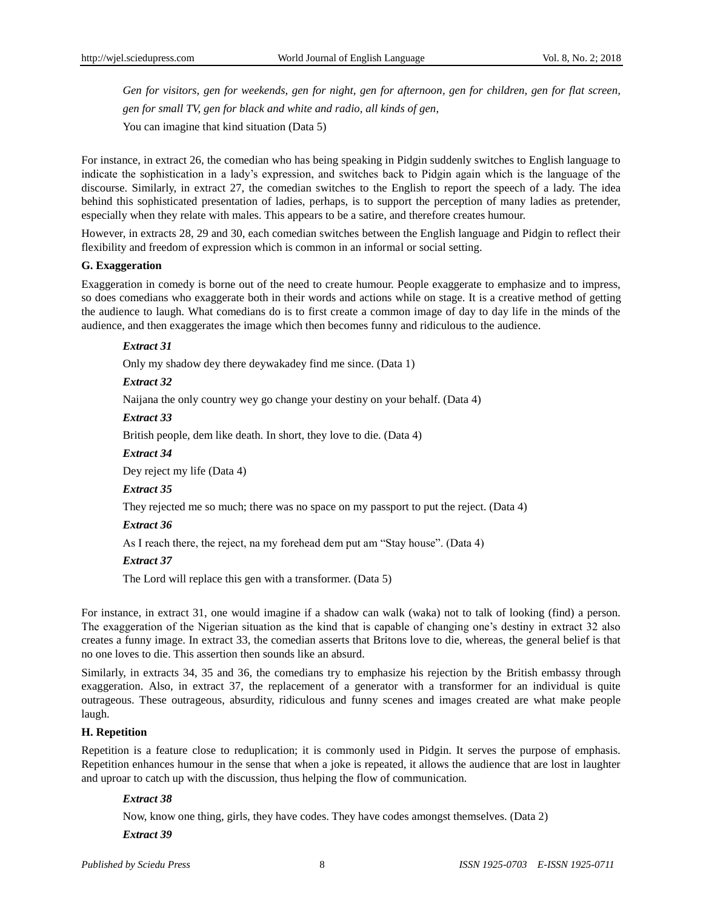*Gen for visitors, gen for weekends, gen for night, gen for afternoon, gen for children, gen for flat screen, gen for small TV, gen for black and white and radio, all kinds of gen,*

You can imagine that kind situation (Data 5)

For instance, in extract 26, the comedian who has being speaking in Pidgin suddenly switches to English language to indicate the sophistication in a lady's expression, and switches back to Pidgin again which is the language of the discourse. Similarly, in extract 27, the comedian switches to the English to report the speech of a lady. The idea behind this sophisticated presentation of ladies, perhaps, is to support the perception of many ladies as pretender, especially when they relate with males. This appears to be a satire, and therefore creates humour.

However, in extracts 28, 29 and 30, each comedian switches between the English language and Pidgin to reflect their flexibility and freedom of expression which is common in an informal or social setting.

**G. Exaggeration**

Exaggeration in comedy is borne out of the need to create humour. People exaggerate to emphasize and to impress, so does comedians who exaggerate both in their words and actions while on stage. It is a creative method of getting the audience to laugh. What comedians do is to first create a common image of day to day life in the minds of the audience, and then exaggerates the image which then becomes funny and ridiculous to the audience.

***Extract 31***

Only my shadow dey there deywakadey find me since. (Data 1)

***Extract 32***

Naijana the only country wey go change your destiny on your behalf. (Data 4)

***Extract 33***

British people, dem like death. In short, they love to die. (Data 4)

***Extract 34***

Dey reject my life (Data 4)

***Extract 35***

They rejected me so much; there was no space on my passport to put the reject. (Data 4)

***Extract 36***

As I reach there, the reject, na my forehead dem put am "Stay house". (Data 4)

***Extract 37***

The Lord will replace this gen with a transformer. (Data 5)

For instance, in extract 31, one would imagine if a shadow can walk (waka) not to talk of looking (find) a person. The exaggeration of the Nigerian situation as the kind that is capable of changing one's destiny in extract 32 also creates a funny image. In extract 33, the comedian asserts that Britons love to die, whereas, the general belief is that no one loves to die. This assertion then sounds like an absurd.

Similarly, in extracts 34, 35 and 36, the comedians try to emphasize his rejection by the British embassy through exaggeration. Also, in extract 37, the replacement of a generator with a transformer for an individual is quite outrageous. These outrageous, absurdity, ridiculous and funny scenes and images created are what make people laugh.

**H. Repetition**

Repetition is a feature close to reduplication; it is commonly used in Pidgin. It serves the purpose of emphasis. Repetition enhances humour in the sense that when a joke is repeated, it allows the audience that are lost in laughter and uproar to catch up with the discussion, thus helping the flow of communication.

***Extract 38***

Now, know one thing, girls, they have codes. They have codes amongst themselves. (Data 2)

***Extract 39***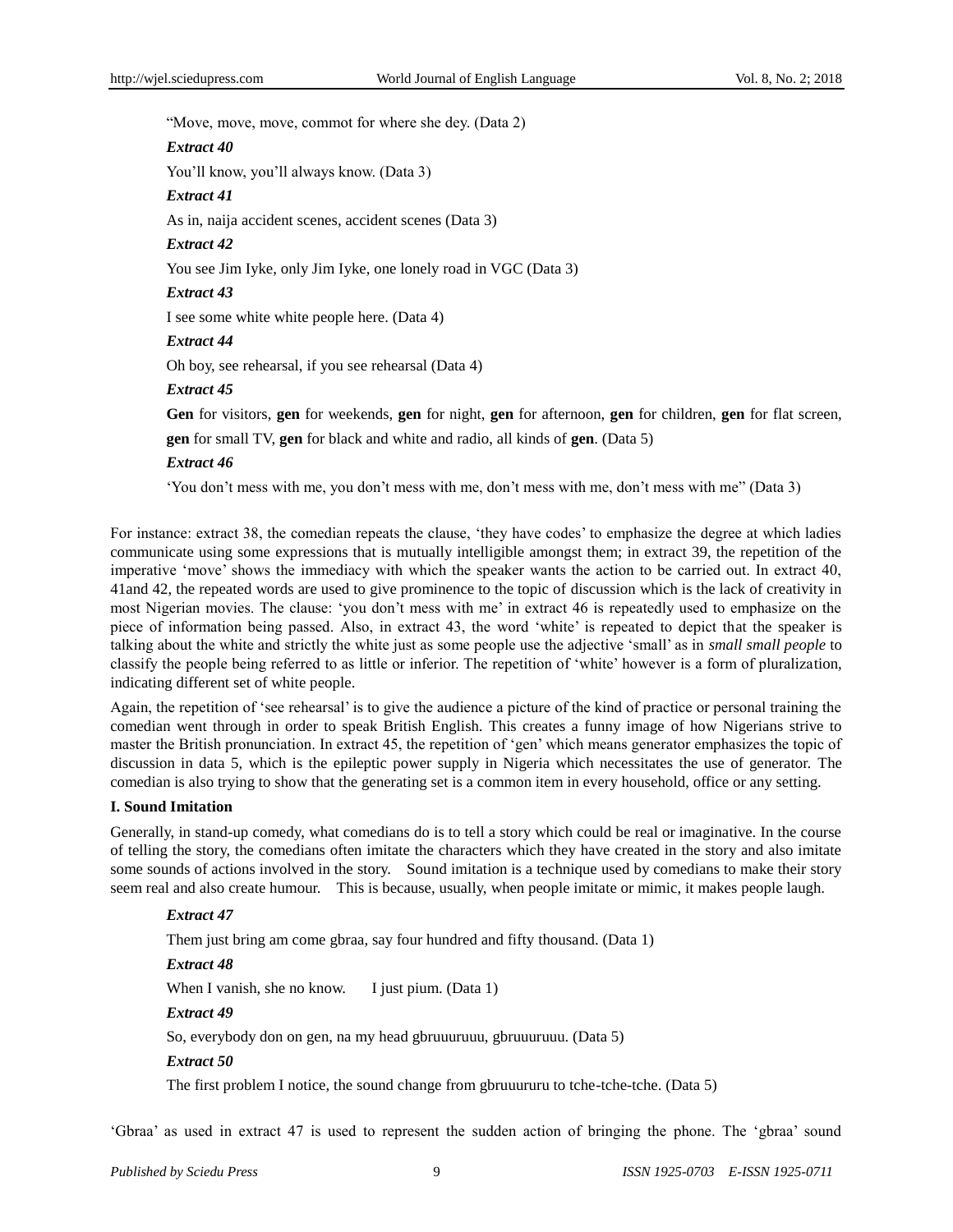"Move, move, move, commot for where she dey. (Data 2)

***Extract 40***

You'll know, you'll always know. (Data 3)

***Extract 41***

As in, naija accident scenes, accident scenes (Data 3)

***Extract 42***

You see Jim Iyke, only Jim Iyke, one lonely road in VGC (Data 3)

***Extract 43***

I see some white white people here. (Data 4)

***Extract 44***

Oh boy, see rehearsal, if you see rehearsal (Data 4)

***Extract 45***

**Gen** for visitors, **gen** for weekends, **gen** for night, **gen** for afternoon, **gen** for children, **gen** for flat screen, **gen** for small TV, **gen** for black and white and radio, all kinds of **gen**. (Data 5)

***Extract 46***

'You don't mess with me, you don't mess with me, don't mess with me, don't mess with me" (Data 3)

For instance: extract 38, the comedian repeats the clause, 'they have codes' to emphasize the degree at which ladies communicate using some expressions that is mutually intelligible amongst them; in extract 39, the repetition of the imperative 'move' shows the immediacy with which the speaker wants the action to be carried out. In extract 40, 41and 42, the repeated words are used to give prominence to the topic of discussion which is the lack of creativity in most Nigerian movies. The clause: 'you don't mess with me' in extract 46 is repeatedly used to emphasize on the piece of information being passed. Also, in extract 43, the word 'white' is repeated to depict that the speaker is talking about the white and strictly the white just as some people use the adjective 'small' as in *small small people* to classify the people being referred to as little or inferior. The repetition of 'white' however is a form of pluralization, indicating different set of white people.

Again, the repetition of 'see rehearsal' is to give the audience a picture of the kind of practice or personal training the comedian went through in order to speak British English. This creates a funny image of how Nigerians strive to master the British pronunciation. In extract 45, the repetition of 'gen' which means generator emphasizes the topic of discussion in data 5, which is the epileptic power supply in Nigeria which necessitates the use of generator. The comedian is also trying to show that the generating set is a common item in every household, office or any setting.

**I. Sound Imitation**

Generally, in stand-up comedy, what comedians do is to tell a story which could be real or imaginative. In the course of telling the story, the comedians often imitate the characters which they have created in the story and also imitate some sounds of actions involved in the story. Sound imitation is a technique used by comedians to make their story seem real and also create humour. This is because, usually, when people imitate or mimic, it makes people laugh.

***Extract 47***

Them just bring am come gbraa, say four hundred and fifty thousand. (Data 1)

***Extract 48***

When I vanish, she no know. I just pium. (Data 1)

***Extract 49***

So, everybody don on gen, na my head gbruuuruuu, gbruuuruuu. (Data 5)

***Extract 50***

The first problem I notice, the sound change from gbruuururu to tche-tche-tche. (Data 5)

'Gbraa' as used in extract 47 is used to represent the sudden action of bringing the phone. The 'gbraa' sound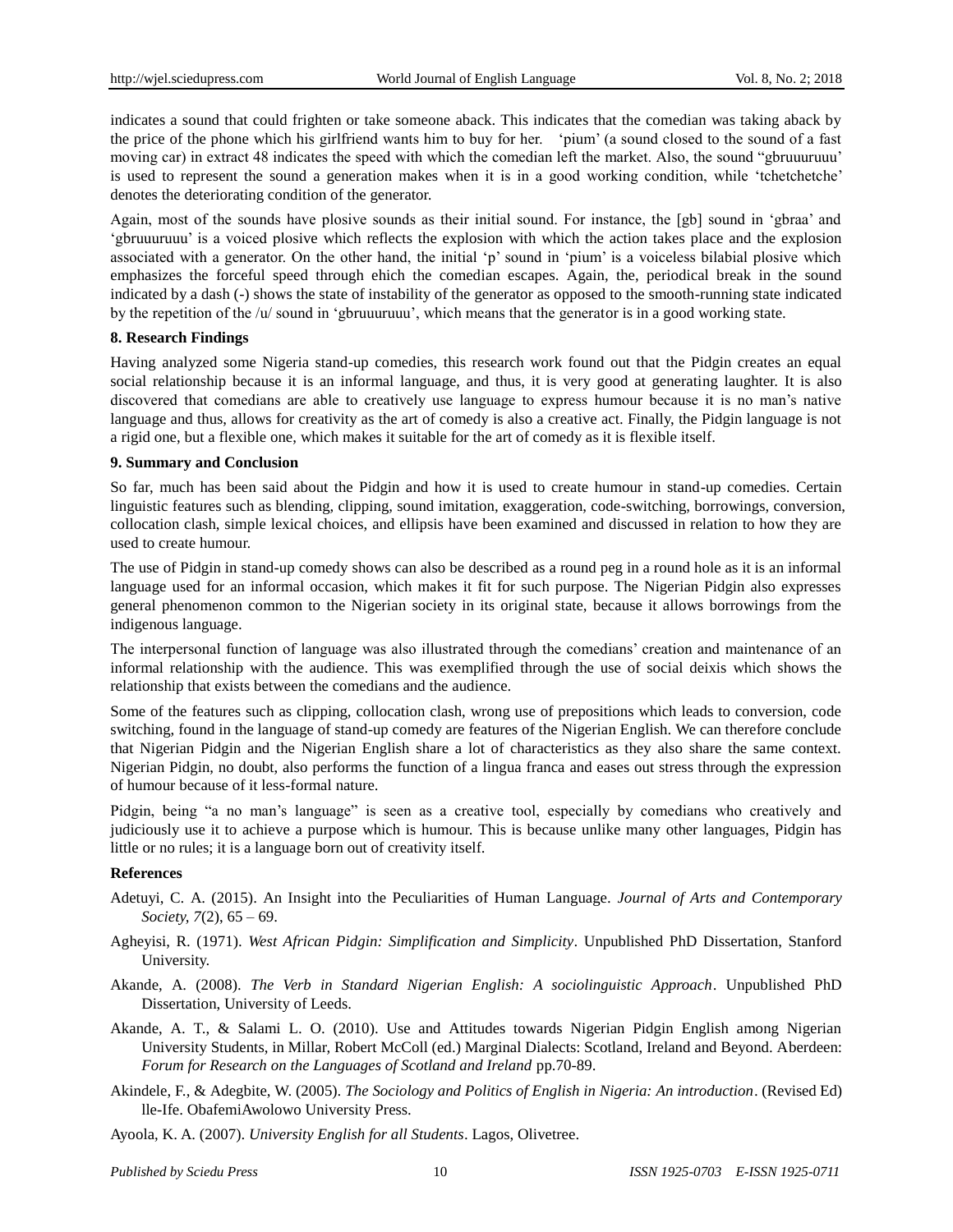indicates a sound that could frighten or take someone aback. This indicates that the comedian was taking aback by the price of the phone which his girlfriend wants him to buy for her. 'pium' (a sound closed to the sound of a fast moving car) in extract 48 indicates the speed with which the comedian left the market. Also, the sound "gbruuuruuu' is used to represent the sound a generation makes when it is in a good working condition, while 'tchetchetche' denotes the deteriorating condition of the generator.

Again, most of the sounds have plosive sounds as their initial sound. For instance, the [gb] sound in 'gbraa' and 'gbruuuruuu' is a voiced plosive which reflects the explosion with which the action takes place and the explosion associated with a generator. On the other hand, the initial 'p' sound in 'pium' is a voiceless bilabial plosive which emphasizes the forceful speed through ehich the comedian escapes. Again, the, periodical break in the sound indicated by a dash (-) shows the state of instability of the generator as opposed to the smooth-running state indicated by the repetition of the /u/ sound in 'gbruuuruuu', which means that the generator is in a good working state.

## 8. Research Findings

Having analyzed some Nigeria stand-up comedies, this research work found out that the Pidgin creates an equal social relationship because it is an informal language, and thus, it is very good at generating laughter. It is also discovered that comedians are able to creatively use language to express humour because it is no man's native language and thus, allows for creativity as the art of comedy is also a creative act. Finally, the Pidgin language is not a rigid one, but a flexible one, which makes it suitable for the art of comedy as it is flexible itself.

## 9. Summary and Conclusion

So far, much has been said about the Pidgin and how it is used to create humour in stand-up comedies. Certain linguistic features such as blending, clipping, sound imitation, exaggeration, code-switching, borrowings, conversion, collocation clash, simple lexical choices, and ellipsis have been examined and discussed in relation to how they are used to create humour.

The use of Pidgin in stand-up comedy shows can also be described as a round peg in a round hole as it is an informal language used for an informal occasion, which makes it fit for such purpose. The Nigerian Pidgin also expresses general phenomenon common to the Nigerian society in its original state, because it allows borrowings from the indigenous language.

The interpersonal function of language was also illustrated through the comedians' creation and maintenance of an informal relationship with the audience. This was exemplified through the use of social deixis which shows the relationship that exists between the comedians and the audience.

Some of the features such as clipping, collocation clash, wrong use of prepositions which leads to conversion, code switching, found in the language of stand-up comedy are features of the Nigerian English. We can therefore conclude that Nigerian Pidgin and the Nigerian English share a lot of characteristics as they also share the same context. Nigerian Pidgin, no doubt, also performs the function of a lingua franca and eases out stress through the expression of humour because of it less-formal nature.

Pidgin, being "a no man's language" is seen as a creative tool, especially by comedians who creatively and judiciously use it to achieve a purpose which is humour. This is because unlike many other languages, Pidgin has little or no rules; it is a language born out of creativity itself.

## References

Adetuyi, C. A. (2015). An Insight into the Peculiarities of Human Language. *Journal of Arts and Contemporary Society, 7*(2), 65 – 69.

Agheyisi, R. (1971). *West African Pidgin: Simplification and Simplicity*. Unpublished PhD Dissertation, Stanford University.

Akande, A. (2008). *The Verb in Standard Nigerian English: A sociolinguistic Approach*. Unpublished PhD Dissertation, University of Leeds.

Akande, A. T., & Salami L. O. (2010). Use and Attitudes towards Nigerian Pidgin English among Nigerian University Students, in Millar, Robert McColl (ed.) Marginal Dialects: Scotland, Ireland and Beyond. Aberdeen: *Forum for Research on the Languages of Scotland and Ireland* pp.70-89.

Akindele, F., & Adegbite, W. (2005). *The Sociology and Politics of English in Nigeria: An introduction*. (Revised Ed) lle-Ife. ObafemiAwolowo University Press.

Ayoola, K. A. (2007). *University English for all Students*. Lagos, Olivetree.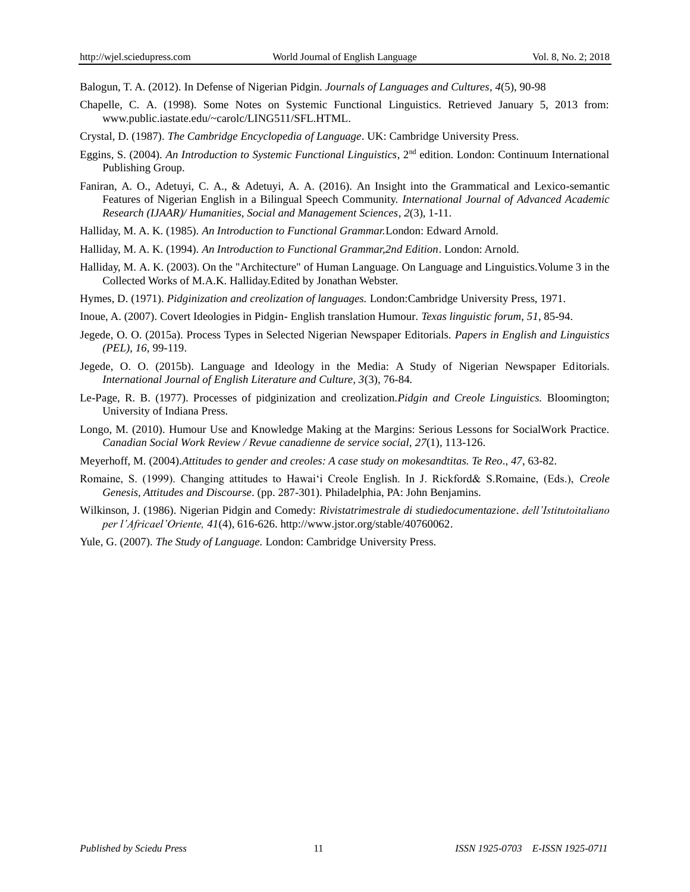Balogun, T. A. (2012). In Defense of Nigerian Pidgin. *Journals of Languages and Cultures*, *4*(5), 90-98

Chapelle, C. A. (1998). Some Notes on Systemic Functional Linguistics. Retrieved January 5, 2013 from: www.public.iastate.edu/~carolc/LING511/SFL.HTML.

Crystal, D. (1987). *The Cambridge Encyclopedia of Language*. UK: Cambridge University Press.

Eggins, S. (2004). *An Introduction to Systemic Functional Linguistics*, 2nd edition. London: Continuum International Publishing Group.

Faniran, A. O., Adetuyi, C. A., & Adetuyi, A. A. (2016). An Insight into the Grammatical and Lexico-semantic Features of Nigerian English in a Bilingual Speech Community. *International Journal of Advanced Academic Research (IJAAR)/ Humanities, Social and Management Sciences*, *2*(3), 1-11.

Halliday, M. A. K. (1985). *An Introduction to Functional Grammar.*London: Edward Arnold.

Halliday, M. A. K. (1994). *An Introduction to Functional Grammar,2nd Edition*. London: Arnold.

Halliday, M. A. K. (2003). On the "Architecture" of Human Language. On Language and Linguistics.Volume 3 in the Collected Works of M.A.K. Halliday.Edited by Jonathan Webster.

Hymes, D. (1971). *Pidginization and creolization of languages.* London:Cambridge University Press, 1971.

Inoue, A. (2007). Covert Ideologies in Pidgin- English translation Humour. *Texas linguistic forum*, *51*, 85-94.

Jegede, O. O. (2015a). Process Types in Selected Nigerian Newspaper Editorials. *Papers in English and Linguistics (PEL), 16,* 99-119.

Jegede, O. O. (2015b). Language and Ideology in the Media: A Study of Nigerian Newspaper Editorials. *International Journal of English Literature and Culture, 3*(3), 76-84.

Le-Page, R. B. (1977). Processes of pidginization and creolization.*Pidgin and Creole Linguistics.* Bloomington; University of Indiana Press.

Longo, M. (2010). Humour Use and Knowledge Making at the Margins: Serious Lessons for SocialWork Practice. *Canadian Social Work Review / Revue canadienne de service social, 27*(1), 113-126.

Meyerhoff, M. (2004).*Attitudes to gender and creoles: A case study on mokesandtitas. Te Reo*., *47*, 63-82.

Romaine, S. (1999). Changing attitudes to Hawai'i Creole English. In J. Rickford& S.Romaine, (Eds.), *Creole Genesis, Attitudes and Discourse*. (pp. 287-301). Philadelphia, PA: John Benjamins.

Wilkinson, J. (1986). Nigerian Pidgin and Comedy: *Rivistatrimestrale di studiedocumentazione*. *dell'Istitutoitaliano per l'Africael'Oriente, 41*(4), 616-626. http://www.jstor.org/stable/40760062.

Yule, G. (2007). *The Study of Language.* London: Cambridge University Press.